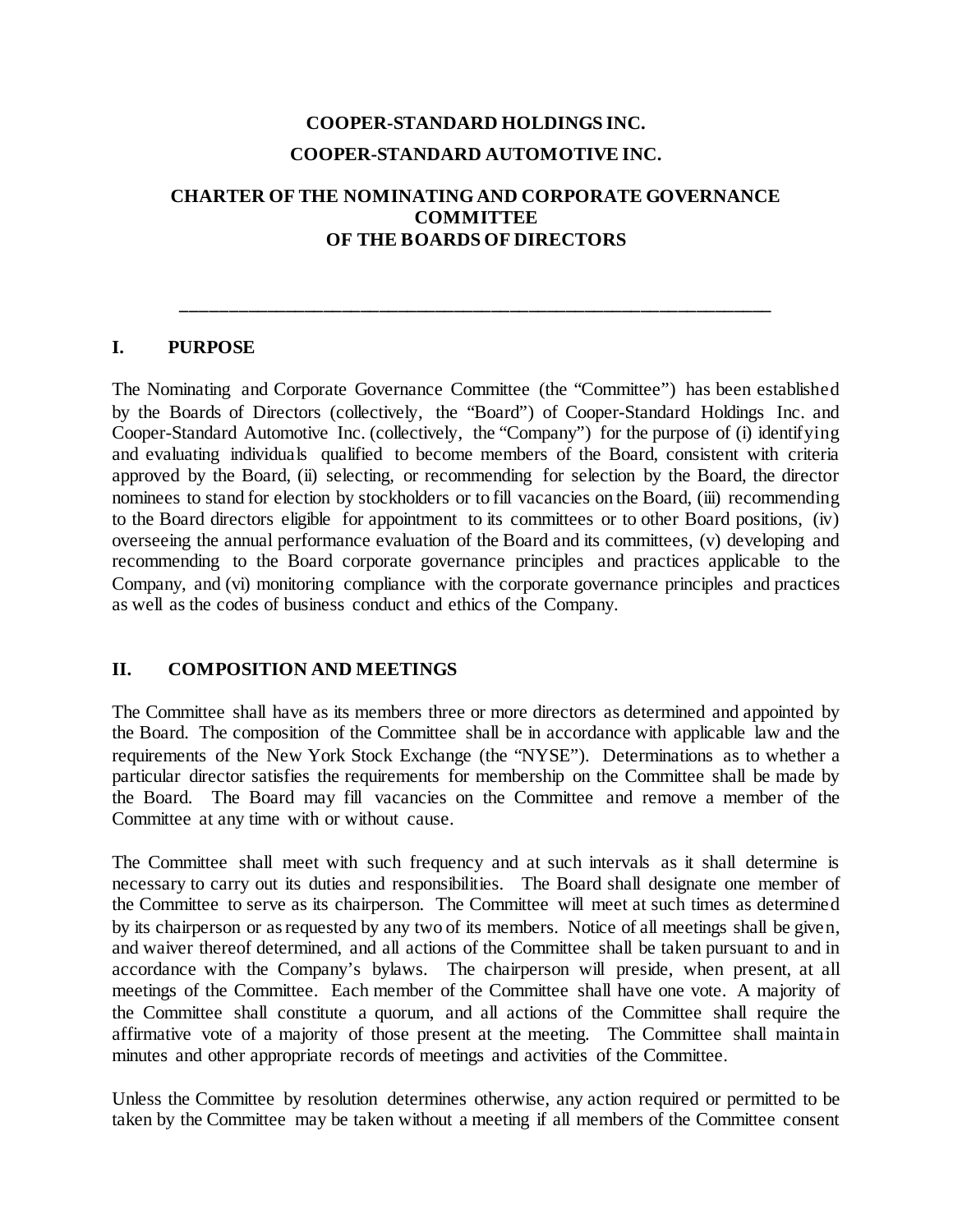**COOPER-STANDARD HOLDINGS INC.**

**COOPER-STANDARD AUTOMOTIVE INC.**

# CHARTER OF THE NOMINATING AND CORPORATE GOVERNANCE COMMITTEE OF THE BOARDS OF DIRECTORS

---

## I. PURPOSE

The Nominating and Corporate Governance Committee (the "Committee") has been established by the Boards of Directors (collectively, the "Board") of Cooper-Standard Holdings Inc. and Cooper-Standard Automotive Inc. (collectively, the "Company") for the purpose of (i) identifying and evaluating individuals qualified to become members of the Board, consistent with criteria approved by the Board, (ii) selecting, or recommending for selection by the Board, the director nominees to stand for election by stockholders or to fill vacancies on the Board, (iii) recommending to the Board directors eligible for appointment to its committees or to other Board positions, (iv) overseeing the annual performance evaluation of the Board and its committees, (v) developing and recommending to the Board corporate governance principles and practices applicable to the Company, and (vi) monitoring compliance with the corporate governance principles and practices as well as the codes of business conduct and ethics of the Company.

## II. COMPOSITION AND MEETINGS

The Committee shall have as its members three or more directors as determined and appointed by the Board. The composition of the Committee shall be in accordance with applicable law and the requirements of the New York Stock Exchange (the "NYSE"). Determinations as to whether a particular director satisfies the requirements for membership on the Committee shall be made by the Board. The Board may fill vacancies on the Committee and remove a member of the Committee at any time with or without cause.

The Committee shall meet with such frequency and at such intervals as it shall determine is necessary to carry out its duties and responsibilities. The Board shall designate one member of the Committee to serve as its chairperson. The Committee will meet at such times as determined by its chairperson or as requested by any two of its members. Notice of all meetings shall be given, and waiver thereof determined, and all actions of the Committee shall be taken pursuant to and in accordance with the Company's bylaws. The chairperson will preside, when present, at all meetings of the Committee. Each member of the Committee shall have one vote. A majority of the Committee shall constitute a quorum, and all actions of the Committee shall require the affirmative vote of a majority of those present at the meeting. The Committee shall maintain minutes and other appropriate records of meetings and activities of the Committee.

Unless the Committee by resolution determines otherwise, any action required or permitted to be taken by the Committee may be taken without a meeting if all members of the Committee consent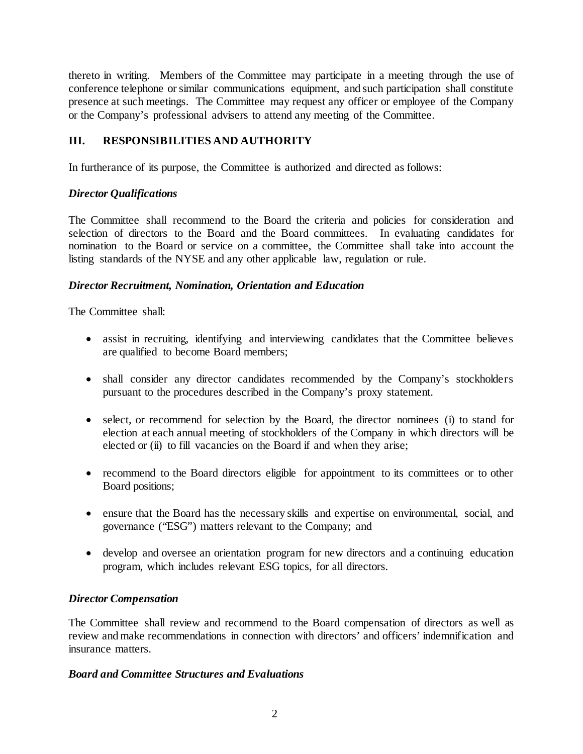thereto in writing. Members of the Committee may participate in a meeting through the use of conference telephone or similar communications equipment, and such participation shall constitute presence at such meetings. The Committee may request any officer or employee of the Company or the Company's professional advisers to attend any meeting of the Committee.

## III. RESPONSIBILITIES AND AUTHORITY

In furtherance of its purpose, the Committee is authorized and directed as follows:

### *Director Qualifications*

The Committee shall recommend to the Board the criteria and policies for consideration and selection of directors to the Board and the Board committees. In evaluating candidates for nomination to the Board or service on a committee, the Committee shall take into account the listing standards of the NYSE and any other applicable law, regulation or rule.

### *Director Recruitment, Nomination, Orientation and Education*

The Committee shall:

- assist in recruiting, identifying and interviewing candidates that the Committee believes are qualified to become Board members;
- shall consider any director candidates recommended by the Company's stockholders pursuant to the procedures described in the Company's proxy statement.
- select, or recommend for selection by the Board, the director nominees (i) to stand for election at each annual meeting of stockholders of the Company in which directors will be elected or (ii) to fill vacancies on the Board if and when they arise;
- recommend to the Board directors eligible for appointment to its committees or to other Board positions;
- ensure that the Board has the necessary skills and expertise on environmental, social, and governance ("ESG") matters relevant to the Company; and
- develop and oversee an orientation program for new directors and a continuing education program, which includes relevant ESG topics, for all directors.

### *Director Compensation*

The Committee shall review and recommend to the Board compensation of directors as well as review and make recommendations in connection with directors' and officers' indemnification and insurance matters.

### *Board and Committee Structures and Evaluations*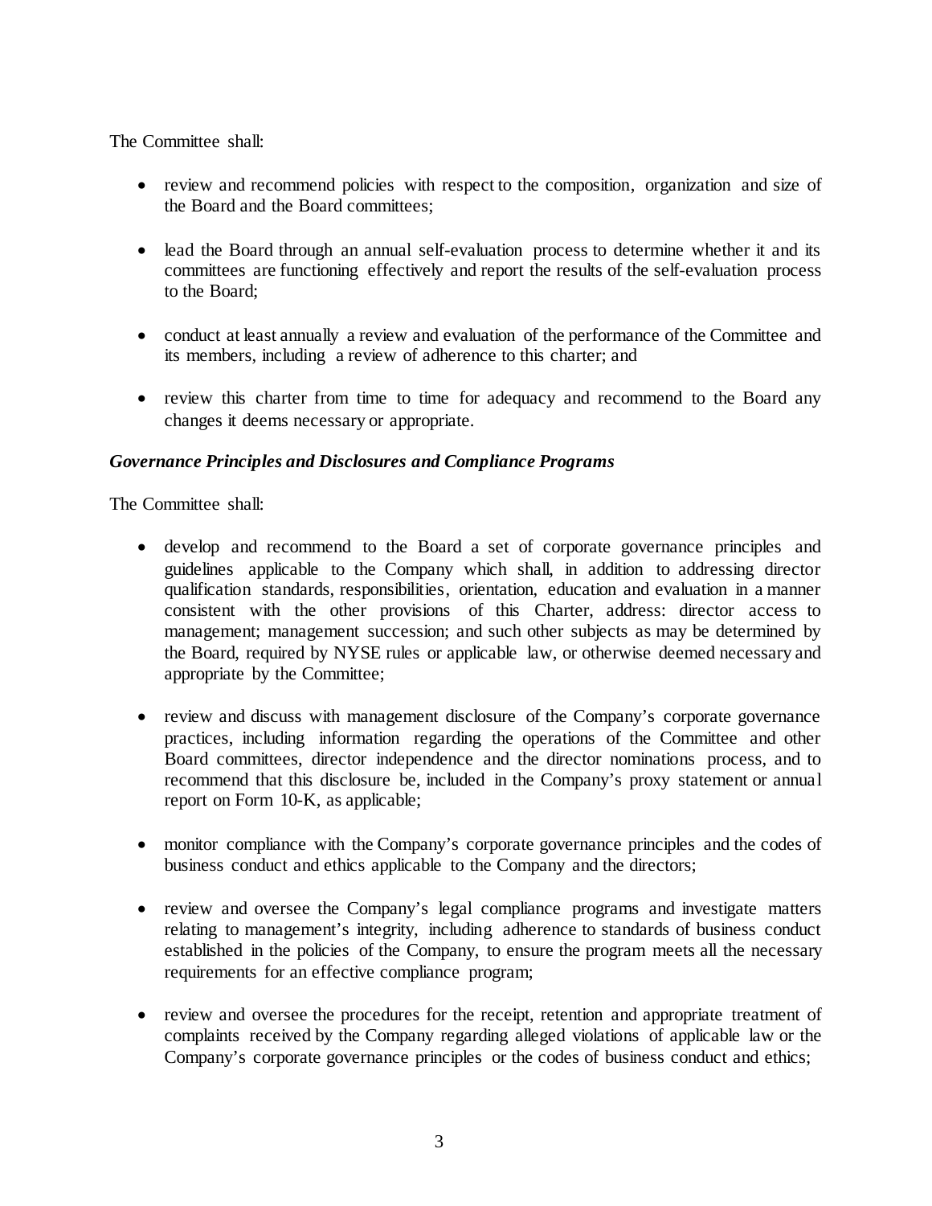The Committee shall:

- review and recommend policies with respect to the composition, organization and size of the Board and the Board committees;

- lead the Board through an annual self-evaluation process to determine whether it and its committees are functioning effectively and report the results of the self-evaluation process to the Board;

- conduct at least annually a review and evaluation of the performance of the Committee and its members, including a review of adherence to this charter; and

- review this charter from time to time for adequacy and recommend to the Board any changes it deems necessary or appropriate.

***Governance Principles and Disclosures and Compliance Programs***

The Committee shall:

- develop and recommend to the Board a set of corporate governance principles and guidelines applicable to the Company which shall, in addition to addressing director qualification standards, responsibilities, orientation, education and evaluation in a manner consistent with the other provisions of this Charter, address: director access to management; management succession; and such other subjects as may be determined by the Board, required by NYSE rules or applicable law, or otherwise deemed necessary and appropriate by the Committee;

- review and discuss with management disclosure of the Company's corporate governance practices, including information regarding the operations of the Committee and other Board committees, director independence and the director nominations process, and to recommend that this disclosure be, included in the Company's proxy statement or annual report on Form 10-K, as applicable;

- monitor compliance with the Company's corporate governance principles and the codes of business conduct and ethics applicable to the Company and the directors;

- review and oversee the Company's legal compliance programs and investigate matters relating to management's integrity, including adherence to standards of business conduct established in the policies of the Company, to ensure the program meets all the necessary requirements for an effective compliance program;

- review and oversee the procedures for the receipt, retention and appropriate treatment of complaints received by the Company regarding alleged violations of applicable law or the Company's corporate governance principles or the codes of business conduct and ethics;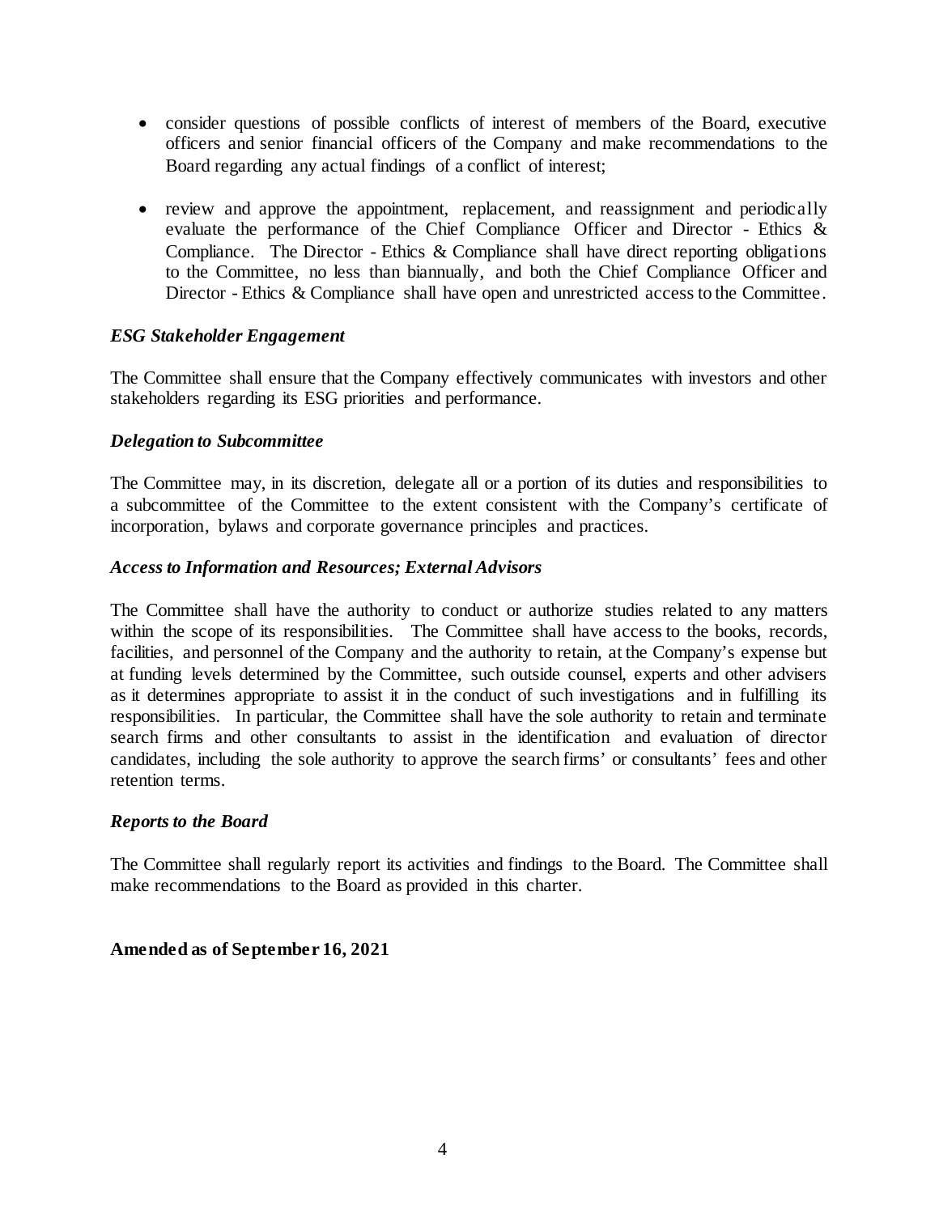- consider questions of possible conflicts of interest of members of the Board, executive officers and senior financial officers of the Company and make recommendations to the Board regarding any actual findings of a conflict of interest;

- review and approve the appointment, replacement, and reassignment and periodically evaluate the performance of the Chief Compliance Officer and Director - Ethics & Compliance. The Director - Ethics & Compliance shall have direct reporting obligations to the Committee, no less than biannually, and both the Chief Compliance Officer and Director - Ethics & Compliance shall have open and unrestricted access to the Committee.

***ESG Stakeholder Engagement***

The Committee shall ensure that the Company effectively communicates with investors and other stakeholders regarding its ESG priorities and performance.

***Delegation to Subcommittee***

The Committee may, in its discretion, delegate all or a portion of its duties and responsibilities to a subcommittee of the Committee to the extent consistent with the Company's certificate of incorporation, bylaws and corporate governance principles and practices.

***Access to Information and Resources; External Advisors***

The Committee shall have the authority to conduct or authorize studies related to any matters within the scope of its responsibilities. The Committee shall have access to the books, records, facilities, and personnel of the Company and the authority to retain, at the Company's expense but at funding levels determined by the Committee, such outside counsel, experts and other advisers as it determines appropriate to assist it in the conduct of such investigations and in fulfilling its responsibilities. In particular, the Committee shall have the sole authority to retain and terminate search firms and other consultants to assist in the identification and evaluation of director candidates, including the sole authority to approve the search firms' or consultants' fees and other retention terms.

***Reports to the Board***

The Committee shall regularly report its activities and findings to the Board. The Committee shall make recommendations to the Board as provided in this charter.

**Amended as of September 16, 2021**